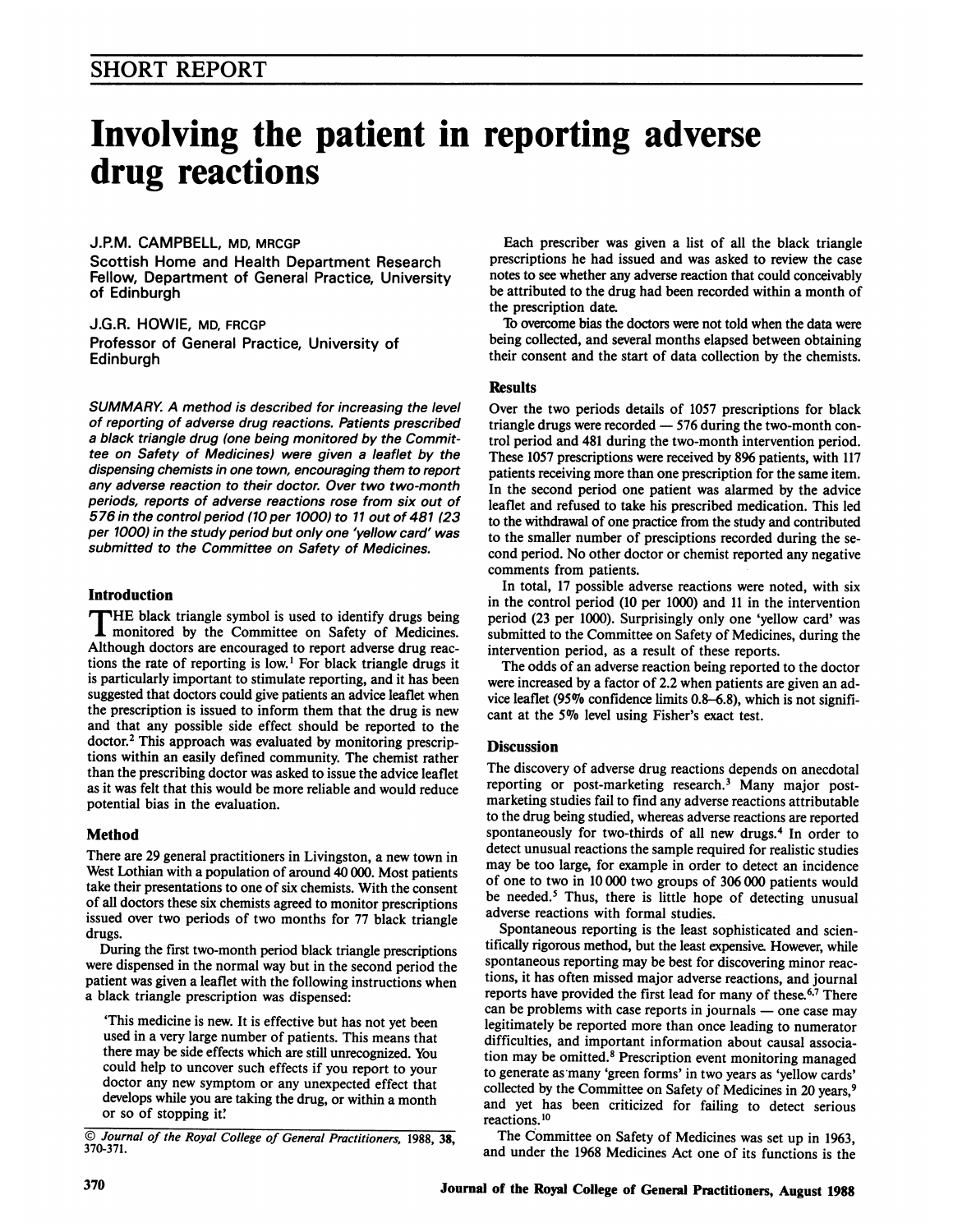## SHORT REPORT

# Involving the patient in reporting adverse drug reactions

J.P.M. CAMPBELL, MD, MRCGP

Scottish Home and Health Department Research Fellow, Department of General Practice, University of Edinburgh

J.G.R. HOWIE, MD, FRCGP

Professor of General Practice, University of Edinburgh

*SUMMARY. A method is described for increasing the level of reporting of adverse drug reactions. Patients prescribed a black triangle drug (one being monitored by the Committee on Safety of Medicines) were given a leaflet by the dispensing chemists in one town, encouraging them to report any adverse reaction to their doctor. Over two two-month periods, reports of adverse reactions rose from six out of 576 in the control period (10 per 1000) to 11 out of 481 (23 per 1000) in the study period but only one 'yellow card' was submitted to the Committee on Safety of Medicines.*

### Introduction

THE black triangle symbol is used to identify drugs being monitored by the Committee on Safety of Medicines. Although doctors are encouraged to report adverse drug reactions the rate of reporting is low.[1] For black triangle drugs it is particularly important to stimulate reporting, and it has been suggested that doctors could give patients an advice leaflet when the prescription is issued to inform them that the drug is new and that any possible side effect should be reported to the doctor.[2] This approach was evaluated by monitoring prescriptions within an easily defined community. The chemist rather than the prescribing doctor was asked to issue the advice leaflet as it was felt that this would be more reliable and would reduce potential bias in the evaluation.

### Method

There are 29 general practitioners in Livingston, a new town in West Lothian with a population of around 40 000. Most patients take their presentations to one of six chemists. With the consent of all doctors these six chemists agreed to monitor prescriptions issued over two periods of two months for 77 black triangle drugs.

During the first two-month period black triangle prescriptions were dispensed in the normal way but in the second period the patient was given a leaflet with the following instructions when a black triangle prescription was dispensed:

> 'This medicine is new. It is effective but has not yet been used in a very large number of patients. This means that there may be side effects which are still unrecognized. You could help to uncover such effects if you report to your doctor any new symptom or any unexpected effect that develops while you are taking the drug, or within a month or so of stopping it.'

© *Journal of the Royal College of General Practitioners,* 1988, **38**, 370-371.

Each prescriber was given a list of all the black triangle prescriptions he had issued and was asked to review the case notes to see whether any adverse reaction that could conceivably be attributed to the drug had been recorded within a month of the prescription date.

To overcome bias the doctors were not told when the data were being collected, and several months elapsed between obtaining their consent and the start of data collection by the chemists.

### Results

Over the two periods details of 1057 prescriptions for black triangle drugs were recorded — 576 during the two-month control period and 481 during the two-month intervention period. These 1057 prescriptions were received by 896 patients, with 117 patients receiving more than one prescription for the same item. In the second period one patient was alarmed by the advice leaflet and refused to take his prescribed medication. This led to the withdrawal of one practice from the study and contributed to the smaller number of presciptions recorded during the second period. No other doctor or chemist reported any negative comments from patients.

In total, 17 possible adverse reactions were noted, with six in the control period (10 per 1000) and 11 in the intervention period (23 per 1000). Surprisingly only one 'yellow card' was submitted to the Committee on Safety of Medicines, during the intervention period, as a result of these reports.

The odds of an adverse reaction being reported to the doctor were increased by a factor of 2.2 when patients are given an advice leaflet (95% confidence limits 0.8–6.8), which is not significant at the 5% level using Fisher's exact test.

### Discussion

The discovery of adverse drug reactions depends on anecdotal reporting or post-marketing research.[3] Many major post-marketing studies fail to find any adverse reactions attributable to the drug being studied, whereas adverse reactions are reported spontaneously for two-thirds of all new drugs.[4] In order to detect unusual reactions the sample required for realistic studies may be too large, for example in order to detect an incidence of one to two in 10 000 two groups of 306 000 patients would be needed.[5] Thus, there is little hope of detecting unusual adverse reactions with formal studies.

Spontaneous reporting is the least sophisticated and scientifically rigorous method, but the least expensive. However, while spontaneous reporting may be best for discovering minor reactions, it has often missed major adverse reactions, and journal reports have provided the first lead for many of these.[6,7] There can be problems with case reports in journals — one case may legitimately be reported more than once leading to numerator difficulties, and important information about causal association may be omitted.[8] Prescription event monitoring managed to generate as many 'green forms' in two years as 'yellow cards' collected by the Committee on Safety of Medicines in 20 years,[9] and yet has been criticized for failing to detect serious reactions.[10]

The Committee on Safety of Medicines was set up in 1963, and under the 1968 Medicines Act one of its functions is the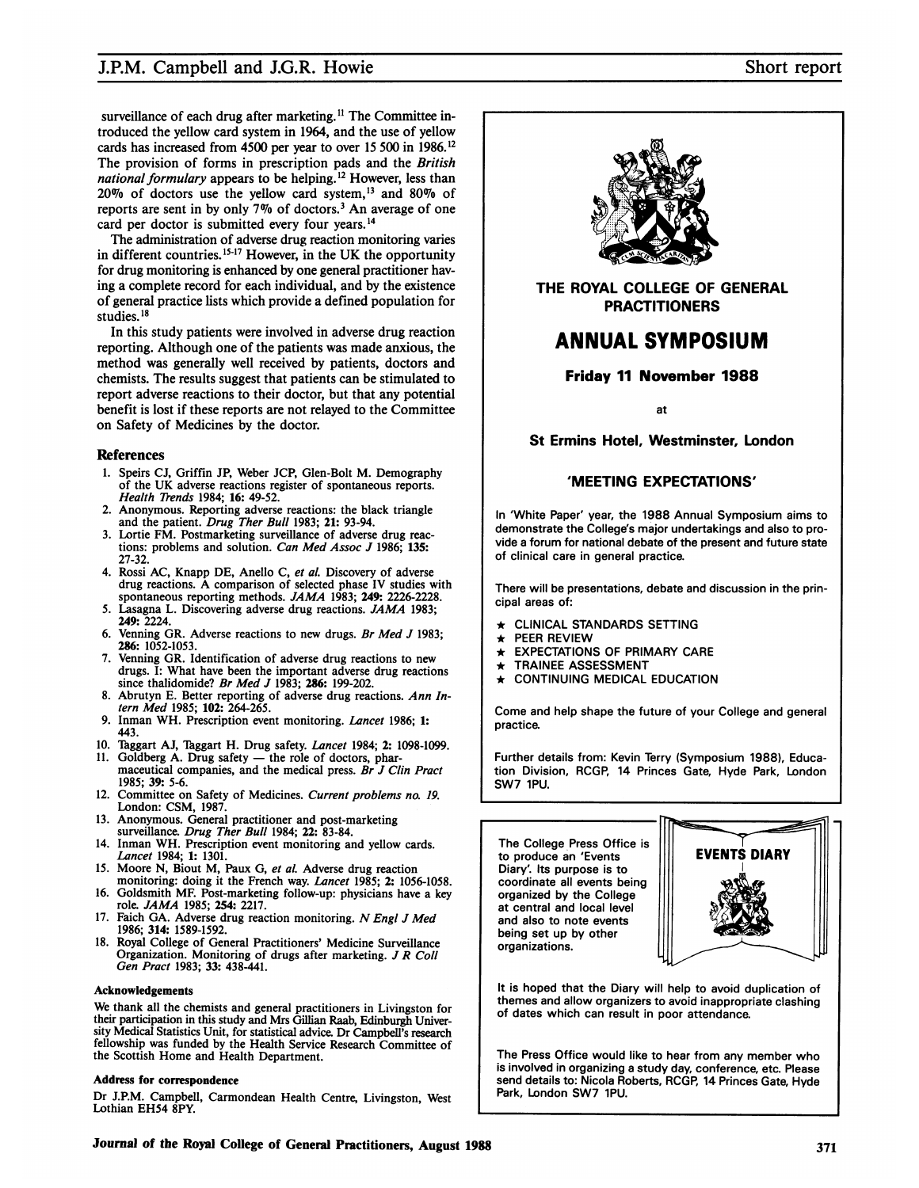surveillance of each drug after marketing.[11] The Committee introduced the yellow card system in 1964, and the use of yellow cards has increased from 4500 per year to over 15 500 in 1986.[12] The provision of forms in prescription pads and the *British national formulary* appears to be helping.[12] However, less than 20% of doctors use the yellow card system,[13] and 80% of reports are sent in by only 7% of doctors.[3] An average of one card per doctor is submitted every four years.[14]

The administration of adverse drug reaction monitoring varies in different countries.[15-17] However, in the UK the opportunity for drug monitoring is enhanced by one general practitioner having a complete record for each individual, and by the existence of general practice lists which provide a defined population for studies.[18]

In this study patients were involved in adverse drug reaction reporting. Although one of the patients was made anxious, the method was generally well received by patients, doctors and chemists. The results suggest that patients can be stimulated to report adverse reactions to their doctor, but that any potential benefit is lost if these reports are not relayed to the Committee on Safety of Medicines by the doctor.

## References

1. Speirs CJ, Griffin JP, Weber JCP, Glen-Bolt M. Demography of the UK adverse reactions register of spontaneous reports. *Health Trends* 1984; **16:** 49-52.
2. Anonymous. Reporting adverse reactions: the black triangle and the patient. *Drug Ther Bull* 1983; **21:** 93-94.
3. Lortie FM. Postmarketing surveillance of adverse drug reactions: problems and solution. *Can Med Assoc J* 1986; **135:** 27-32.
4. Rossi AC, Knapp DE, Anello C, *et al.* Discovery of adverse drug reactions. A comparison of selected phase IV studies with spontaneous reporting methods. *JAMA* 1983; **249:** 2226-2228.
5. Lasagna L. Discovering adverse drug reactions. *JAMA* 1983; **249:** 2224.
6. Venning GR. Adverse reactions to new drugs. *Br Med J* 1983; **286:** 1052-1053.
7. Venning GR. Identification of adverse drug reactions to new drugs. I: What have been the important adverse drug reactions since thalidomide? *Br Med J* 1983; **286:** 199-202.
8. Abrutyn E. Better reporting of adverse drug reactions. *Ann Intern Med* 1985; **102:** 264-265.
9. Inman WH. Prescription event monitoring. *Lancet* 1986; **1:** 443.
10. Taggart AJ, Taggart H. Drug safety. *Lancet* 1984; **2:** 1098-1099.
11. Goldberg A. Drug safety — the role of doctors, pharmaceutical companies, and the medical press. *Br J Clin Pract* 1985; **39:** 5-6.
12. Committee on Safety of Medicines. *Current problems no. 19.* London: CSM, 1987.
13. Anonymous. General practitioner and post-marketing surveillance. *Drug Ther Bull* 1984; **22:** 83-84.
14. Inman WH. Prescription event monitoring and yellow cards. *Lancet* 1984; **1:** 1301.
15. Moore N, Biout M, Paux G, *et al.* Adverse drug reaction monitoring: doing it the French way. *Lancet* 1985; **2:** 1056-1058.
16. Goldsmith MF. Post-marketing follow-up: physicians have a key role. *JAMA* 1985; **254:** 2217.
17. Faich GA. Adverse drug reaction monitoring. *N Engl J Med* 1986; **314:** 1589-1592.
18. Royal College of General Practitioners' Medicine Surveillance Organization. Monitoring of drugs after marketing. *J R Coll Gen Pract* 1983; **33:** 438-441.

### Acknowledgements

We thank all the chemists and general practitioners in Livingston for their participation in this study and Mrs Gillian Raab, Edinburgh University Medical Statistics Unit, for statistical advice. Dr Campbell's research fellowship was funded by the Health Service Research Committee of the Scottish Home and Health Department.

### Address for correspondence

Dr J.P.M. Campbell, Carmondean Health Centre, Livingston, West Lothian EH54 8PY.

---

**THE ROYAL COLLEGE OF GENERAL PRACTITIONERS**

# ANNUAL SYMPOSIUM

**Friday 11 November 1988**

at

**St Ermins Hotel, Westminster, London**

**'MEETING EXPECTATIONS'**

In 'White Paper' year, the 1988 Annual Symposium aims to demonstrate the College's major undertakings and also to provide a forum for national debate of the present and future state of clinical care in general practice.

There will be presentations, debate and discussion in the principal areas of:

- ★ CLINICAL STANDARDS SETTING
- ★ PEER REVIEW
- ★ EXPECTATIONS OF PRIMARY CARE
- ★ TRAINEE ASSESSMENT
- ★ CONTINUING MEDICAL EDUCATION

Come and help shape the future of your College and general practice.

Further details from: Kevin Terry (Symposium 1988), Education Division, RCGP, 14 Princes Gate, Hyde Park, London SW7 1PU.

---

**EVENTS DIARY**

The College Press Office is to produce an 'Events Diary'. Its purpose is to coordinate all events being organized by the College at central and local level and also to note events being set up by other organizations.

It is hoped that the Diary will help to avoid duplication of themes and allow organizers to avoid inappropriate clashing of dates which can result in poor attendance.

The Press Office would like to hear from any member who is involved in organizing a study day, conference, etc. Please send details to: Nicola Roberts, RCGP, 14 Princes Gate, Hyde Park, London SW7 1PU.